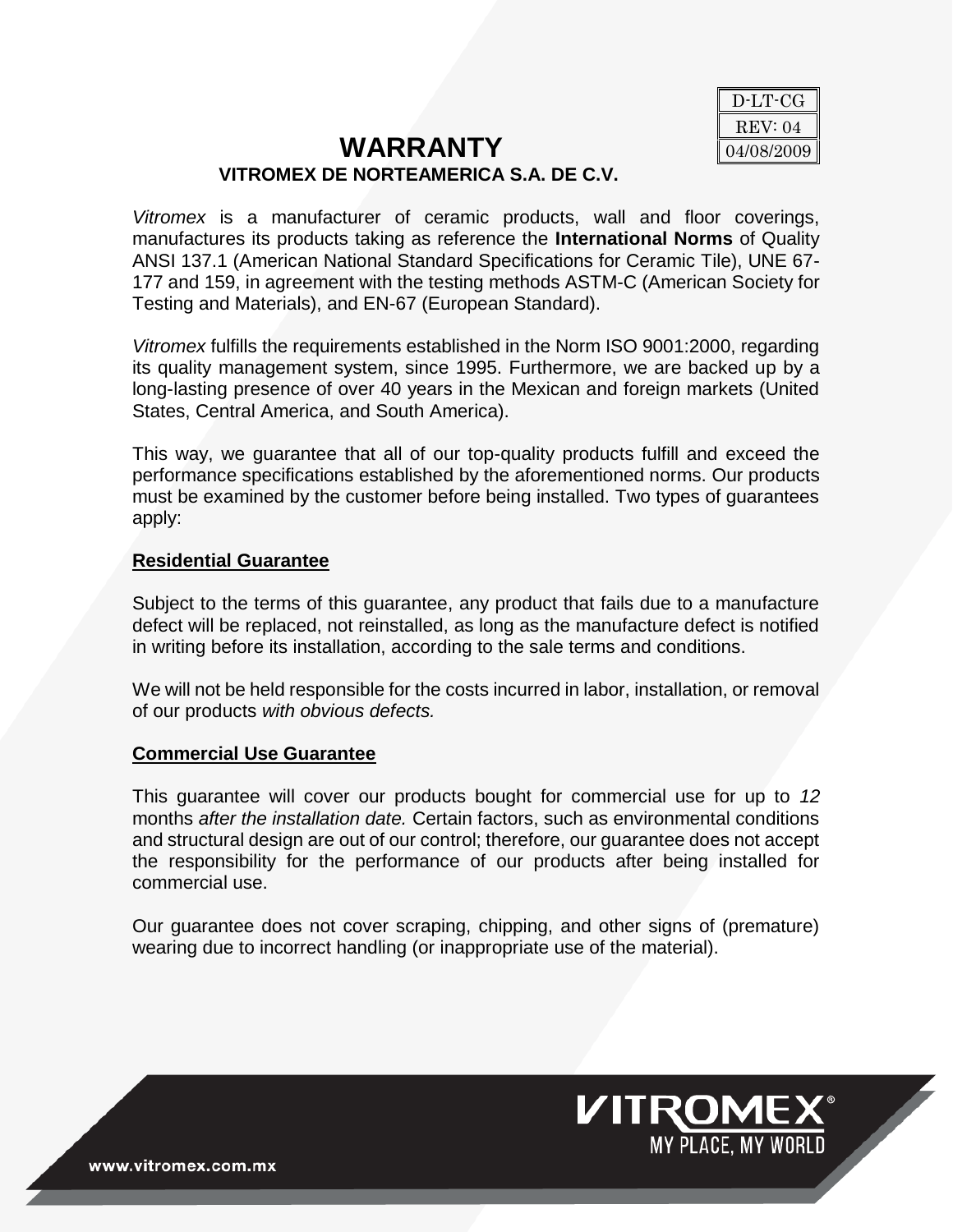| D-LT-CG |
| --- |
| REV: 04 |
| 04/08/2009 |

# WARRANTY

## VITROMEX DE NORTEAMERICA S.A. DE C.V.

*Vitromex* is a manufacturer of ceramic products, wall and floor coverings, manufactures its products taking as reference the **International Norms** of Quality ANSI 137.1 (American National Standard Specifications for Ceramic Tile), UNE 67-177 and 159, in agreement with the testing methods ASTM-C (American Society for Testing and Materials), and EN-67 (European Standard).

*Vitromex* fulfills the requirements established in the Norm ISO 9001:2000, regarding its quality management system, since 1995. Furthermore, we are backed up by a long-lasting presence of over 40 years in the Mexican and foreign markets (United States, Central America, and South America).

This way, we guarantee that all of our top-quality products fulfill and exceed the performance specifications established by the aforementioned norms. Our products must be examined by the customer before being installed. Two types of guarantees apply:

### Residential Guarantee

Subject to the terms of this guarantee, any product that fails due to a manufacture defect will be replaced, not reinstalled, as long as the manufacture defect is notified in writing before its installation, according to the sale terms and conditions.

We will not be held responsible for the costs incurred in labor, installation, or removal of our products *with obvious defects.*

### Commercial Use Guarantee

This guarantee will cover our products bought for commercial use for up to *12* months *after the installation date.* Certain factors, such as environmental conditions and structural design are out of our control; therefore, our guarantee does not accept the responsibility for the performance of our products after being installed for commercial use.

Our guarantee does not cover scraping, chipping, and other signs of (premature) wearing due to incorrect handling (or inappropriate use of the material).

VITROMEX®
MY PLACE, MY WORLD

www.vitromex.com.mx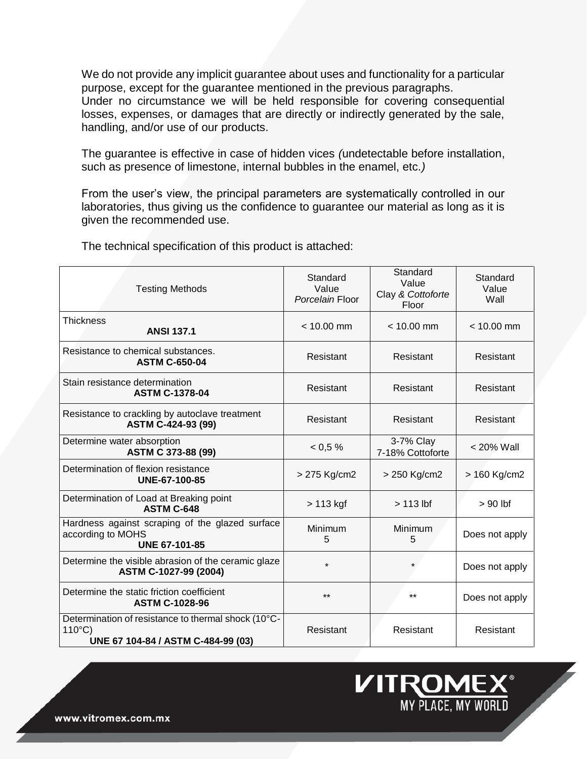We do not provide any implicit guarantee about uses and functionality for a particular purpose, except for the guarantee mentioned in the previous paragraphs.
Under no circumstance we will be held responsible for covering consequential losses, expenses, or damages that are directly or indirectly generated by the sale, handling, and/or use of our products.

The guarantee is effective in case of hidden vices *(*undetectable before installation, such as presence of limestone, internal bubbles in the enamel, etc.*)*

From the user's view, the principal parameters are systematically controlled in our laboratories, thus giving us the confidence to guarantee our material as long as it is given the recommended use.

The technical specification of this product is attached:

| Testing Methods | Standard Value *Porcelain* Floor | Standard Value Clay *& Cottoforte* Floor | Standard Value Wall |
|---|---|---|---|
| Thickness **ANSI 137.1** | < 10.00 mm | < 10.00 mm | < 10.00 mm |
| Resistance to chemical substances. **ASTM C-650-04** | Resistant | Resistant | Resistant |
| Stain resistance determination **ASTM C-1378-04** | Resistant | Resistant | Resistant |
| Resistance to crackling by autoclave treatment **ASTM C-424-93 (99)** | Resistant | Resistant | Resistant |
| Determine water absorption **ASTM C 373-88 (99)** | < 0,5 % | 3-7% Clay 7-18% Cottoforte | < 20% Wall |
| Determination of flexion resistance **UNE-67-100-85** | > 275 Kg/cm2 | > 250 Kg/cm2 | > 160 Kg/cm2 |
| Determination of Load at Breaking point **ASTM C-648** | > 113 kgf | > 113 lbf | > 90 lbf |
| Hardness against scraping of the glazed surface according to MOHS **UNE 67-101-85** | Minimum 5 | Minimum 5 | Does not apply |
| Determine the visible abrasion of the ceramic glaze **ASTM C-1027-99 (2004)** | * | * | Does not apply |
| Determine the static friction coefficient **ASTM C-1028-96** | ** | ** | Does not apply |
| Determination of resistance to thermal shock (10°C-110°C) **UNE 67 104-84 / ASTM C-484-99 (03)** | Resistant | Resistant | Resistant |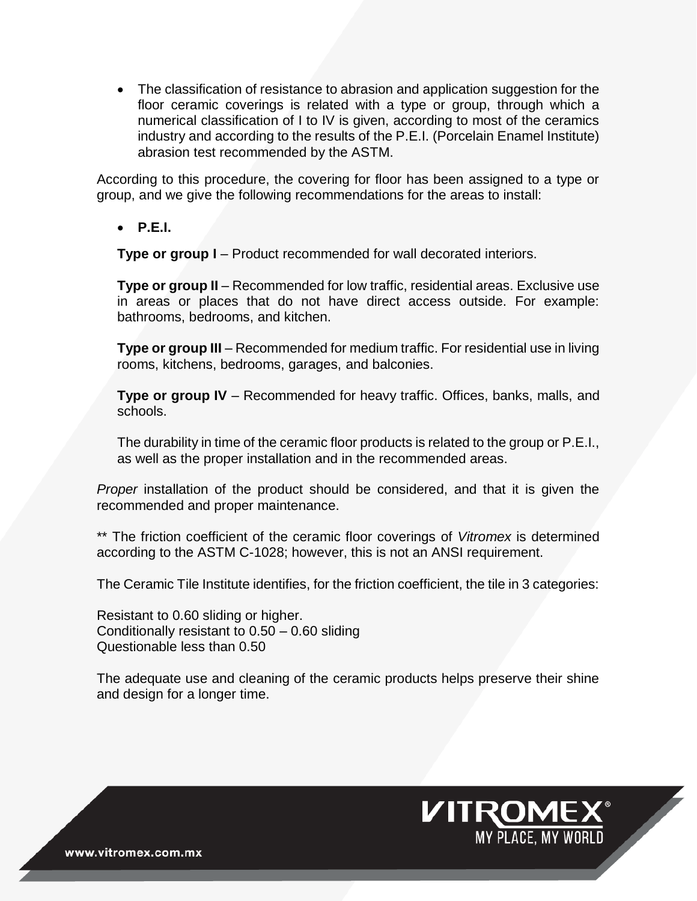- The classification of resistance to abrasion and application suggestion for the floor ceramic coverings is related with a type or group, through which a numerical classification of I to IV is given, according to most of the ceramics industry and according to the results of the P.E.I. (Porcelain Enamel Institute) abrasion test recommended by the ASTM.

According to this procedure, the covering for floor has been assigned to a type or group, and we give the following recommendations for the areas to install:

- **P.E.I.**

  **Type or group I** – Product recommended for wall decorated interiors.

  **Type or group II** – Recommended for low traffic, residential areas. Exclusive use in areas or places that do not have direct access outside. For example: bathrooms, bedrooms, and kitchen.

  **Type or group III** – Recommended for medium traffic. For residential use in living rooms, kitchens, bedrooms, garages, and balconies.

  **Type or group IV** – Recommended for heavy traffic. Offices, banks, malls, and schools.

  The durability in time of the ceramic floor products is related to the group or P.E.I., as well as the proper installation and in the recommended areas.

*Proper* installation of the product should be considered, and that it is given the recommended and proper maintenance.

** The friction coefficient of the ceramic floor coverings of *Vitromex* is determined according to the ASTM C-1028; however, this is not an ANSI requirement.

The Ceramic Tile Institute identifies, for the friction coefficient, the tile in 3 categories:

Resistant to 0.60 sliding or higher.
Conditionally resistant to 0.50 – 0.60 sliding
Questionable less than 0.50

The adequate use and cleaning of the ceramic products helps preserve their shine and design for a longer time.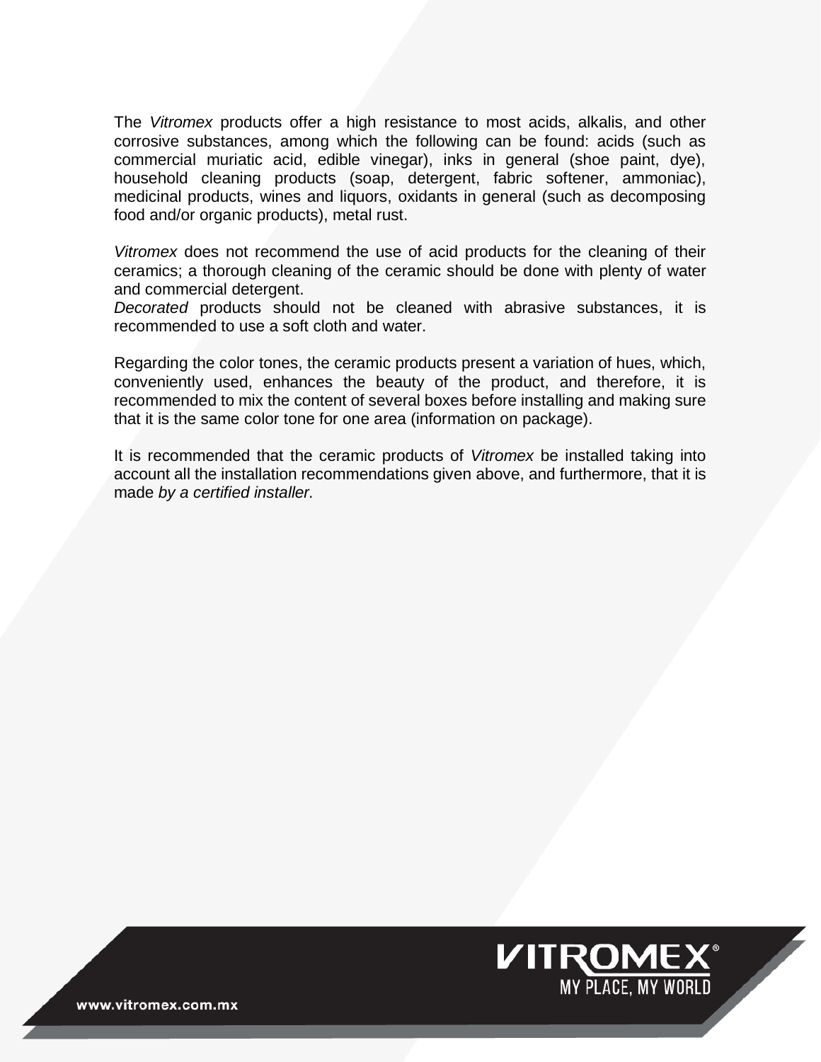The *Vitromex* products offer a high resistance to most acids, alkalis, and other corrosive substances, among which the following can be found: acids (such as commercial muriatic acid, edible vinegar), inks in general (shoe paint, dye), household cleaning products (soap, detergent, fabric softener, ammoniac), medicinal products, wines and liquors, oxidants in general (such as decomposing food and/or organic products), metal rust.

*Vitromex* does not recommend the use of acid products for the cleaning of their ceramics; a thorough cleaning of the ceramic should be done with plenty of water and commercial detergent.
*Decorated* products should not be cleaned with abrasive substances, it is recommended to use a soft cloth and water.

Regarding the color tones, the ceramic products present a variation of hues, which, conveniently used, enhances the beauty of the product, and therefore, it is recommended to mix the content of several boxes before installing and making sure that it is the same color tone for one area (information on package).

It is recommended that the ceramic products of *Vitromex* be installed taking into account all the installation recommendations given above, and furthermore, that it is made *by a certified installer.*